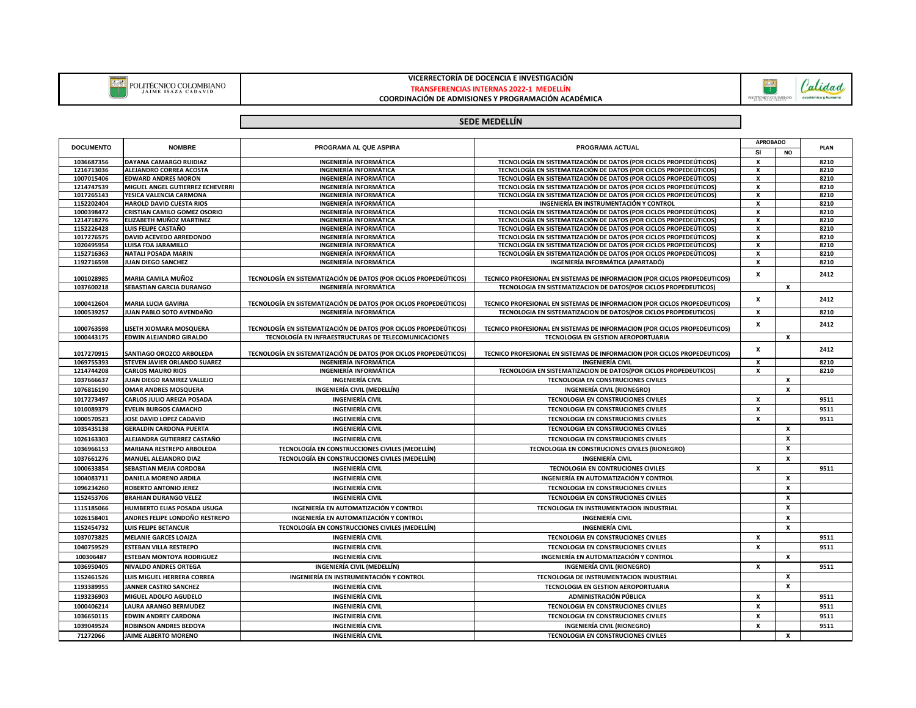POLITÉCNICO COLOMBIANO JAIME ISAZA CADAVID

**VICERRECTORÍA DE DOCENCIA E INVESTIGACIÓN**

**TRANSFERENCIAS INTERNAS 2022-1 MEDELLÍN**

**COORDINACIÓN DE ADMISIONES Y PROGRAMACIÓN ACADÉMICA**

Calidad académica y humana

## SEDE MEDELLÍN

| DOCUMENTO | NOMBRE | PROGRAMA AL QUE ASPIRA | PROGRAMA ACTUAL | APROBADO | | PLAN |
|---|---|---|---|---|---|---|
| | | | | SI | NO | |
| 1036687356 | DAYANA CAMARGO RUIDIAZ | INGENIERÍA INFORMÁTICA | TECNOLOGÍA EN SISTEMATIZACIÓN DE DATOS (POR CICLOS PROPEDEÚTICOS) | X | | 8210 |
| 1216713036 | ALEJANDRO CORREA ACOSTA | INGENIERÍA INFORMÁTICA | TECNOLOGÍA EN SISTEMATIZACIÓN DE DATOS (POR CICLOS PROPEDEÚTICOS) | X | | 8210 |
| 1007015406 | EDWARD ANDRES MORON | INGENIERÍA INFORMÁTICA | TECNOLOGÍA EN SISTEMATIZACIÓN DE DATOS (POR CICLOS PROPEDEÚTICOS) | X | | 8210 |
| 1214747539 | MIGUEL ANGEL GUTIERREZ ECHEVERRI | INGENIERÍA INFORMÁTICA | TECNOLOGÍA EN SISTEMATIZACIÓN DE DATOS (POR CICLOS PROPEDEÚTICOS) | X | | 8210 |
| 1017265143 | YESICA VALENCIA CARMONA | INGENIERÍA INFORMÁTICA | TECNOLOGÍA EN SISTEMATIZACIÓN DE DATOS (POR CICLOS PROPEDEÚTICOS) | X | | 8210 |
| 1152202404 | HAROLD DAVID CUESTA RIOS | INGENIERÍA INFORMÁTICA | INGENIERÍA EN INSTRUMENTACIÓN Y CONTROL | X | | 8210 |
| 1000398472 | CRISTIAN CAMILO GOMEZ OSORIO | INGENIERÍA INFORMÁTICA | TECNOLOGÍA EN SISTEMATIZACIÓN DE DATOS (POR CICLOS PROPEDEÚTICOS) | X | | 8210 |
| 1214718276 | ELIZABETH MUÑOZ MARTINEZ | INGENIERÍA INFORMÁTICA | TECNOLOGÍA EN SISTEMATIZACIÓN DE DATOS (POR CICLOS PROPEDEÚTICOS) | X | | 8210 |
| 1152226428 | LUIS FELIPE CASTAÑO | INGENIERÍA INFORMÁTICA | TECNOLOGÍA EN SISTEMATIZACIÓN DE DATOS (POR CICLOS PROPEDEÚTICOS) | X | | 8210 |
| 1017276575 | DAVID ACEVEDO ARREDONDO | INGENIERÍA INFORMÁTICA | TECNOLOGÍA EN SISTEMATIZACIÓN DE DATOS (POR CICLOS PROPEDEÚTICOS) | X | | 8210 |
| 1020495954 | LUISA FDA JARAMILLO | INGENIERÍA INFORMÁTICA | TECNOLOGÍA EN SISTEMATIZACIÓN DE DATOS (POR CICLOS PROPEDEÚTICOS) | X | | 8210 |
| 1152716363 | NATALI POSADA MARIN | INGENIERÍA INFORMÁTICA | TECNOLOGÍA EN SISTEMATIZACIÓN DE DATOS (POR CICLOS PROPEDEÚTICOS) | X | | 8210 |
| 1192716598 | JUAN DIEGO SANCHEZ | INGENIERÍA INFORMÁTICA | INGENIERÍA INFORMÁTICA (APARTADÓ) | X | | 8210 |
| 1001028985 | MARIA CAMILA MUÑOZ | TECNOLOGÍA EN SISTEMATIZACIÓN DE DATOS (POR CICLOS PROPEDEÚTICOS) | TECNICO PROFESIONAL EN SISTEMAS DE INFORMACION (POR CICLOS PROPEDEUTICOS) | X | | 2412 |
| 1037600218 | SEBASTIAN GARCIA DURANGO | INGENIERÍA INFORMÁTICA | TECNOLOGIA EN SISTEMATIZACION DE DATOS(POR CICLOS PROPEDEUTICOS) | | X | |
| 1000412604 | MARIA LUCIA GAVIRIA | TECNOLOGÍA EN SISTEMATIZACIÓN DE DATOS (POR CICLOS PROPEDEÚTICOS) | TECNICO PROFESIONAL EN SISTEMAS DE INFORMACION (POR CICLOS PROPEDEUTICOS) | X | | 2412 |
| 1000539257 | JUAN PABLO SOTO AVENDAÑO | INGENIERÍA INFORMÁTICA | TECNOLOGIA EN SISTEMATIZACION DE DATOS(POR CICLOS PROPEDEUTICOS) | X | | 8210 |
| 1000763598 | LISETH XIOMARA MOSQUERA | TECNOLOGÍA EN SISTEMATIZACIÓN DE DATOS (POR CICLOS PROPEDEÚTICOS) | TECNICO PROFESIONAL EN SISTEMAS DE INFORMACION (POR CICLOS PROPEDEUTICOS) | X | | 2412 |
| 1000443175 | EDWIN ALEJANDRO GIRALDO | TECNOLOGÍA EN INFRAESTRUCTURAS DE TELECOMUNICACIONES | TECNOLOGIA EN GESTION AEROPORTUARIA | | X | |
| 1017270915 | SANTIAGO OROZCO ARBOLEDA | TECNOLOGÍA EN SISTEMATIZACIÓN DE DATOS (POR CICLOS PROPEDEÚTICOS) | TECNICO PROFESIONAL EN SISTEMAS DE INFORMACION (POR CICLOS PROPEDEUTICOS) | X | | 2412 |
| 1069755393 | STEVEN JAVIER ORLANDO SUAREZ | INGENIERÍA INFORMÁTICA | INGENIERÍA CIVIL | X | | 8210 |
| 1214744208 | CARLOS MAURO RIOS | INGENIERÍA INFORMÁTICA | TECNOLOGIA EN SISTEMATIZACION DE DATOS(POR CICLOS PROPEDEUTICOS) | X | | 8210 |
| 1037666637 | JUAN DIEGO RAMIREZ VALLEJO | INGENIERÍA CIVIL | TECNOLOGIA EN CONSTRUCCIONES CIVILES | | X | |
| 1076816190 | OMAR ANDRES MOSQUERA | INGENIERÍA CIVIL (MEDELLÍN) | INGENIERÍA CIVIL (RIONEGRO) | | X | |
| 1017273497 | CARLOS JULIO AREIZA POSADA | INGENIERÍA CIVIL | TECNOLOGIA EN CONSTRUCIONES CIVILES | X | | 9511 |
| 1010089379 | EVELIN BURGOS CAMACHO | INGENIERÍA CIVIL | TECNOLOGIA EN CONSTRUCIONES CIVILES | X | | 9511 |
| 1000570523 | JOSE DAVID LOPEZ CADAVID | INGENIERÍA CIVIL | TECNOLOGIA EN CONSTRUCIONES CIVILES | X | | 9511 |
| 1035435138 | GERALDIN CARDONA PUERTA | INGENIERÍA CIVIL | TECNOLOGIA EN CONSTRUCIONES CIVILES | | X | |
| 1026163303 | ALEJANDRA GUTIERREZ CASTAÑO | INGENIERÍA CIVIL | TECNOLOGIA EN CONSTRUCIONES CIVILES | | X | |
| 1036966153 | MARIANA RESTREPO ARBOLEDA | TECNOLOGÍA EN CONSTRUCCIONES CIVILES (MEDELLÍN) | TECNOLOGIA EN CONSTRUCIONES CIVILES (RIONEGRO) | | X | |
| 1037661276 | MANUEL ALEJANDRO DIAZ | TECNOLOGÍA EN CONSTRUCCIONES CIVILES (MEDELLÍN) | INGENIERÍA CIVIL | | X | |
| 1000633854 | SEBASTIAN MEJIA CORDOBA | INGENIERÍA CIVIL | TECNOLOGIA EN CONTRUCIONES CIVILES | X | | 9511 |
| 1004083711 | DANIELA MORENO ARDILA | INGENIERÍA CIVIL | INGENIERÍA EN AUTOMATIZACIÓN Y CONTROL | | X | |
| 1096234260 | ROBERTO ANTONIO JEREZ | INGENIERÍA CIVIL | TECNOLOGIA EN CONSTRUCIONES CIVILES | | X | |
| 1152453706 | BRAHIAN DURANGO VELEZ | INGENIERÍA CIVIL | TECNOLOGIA EN CONSTRUCIONES CIVILES | | X | |
| 1115185066 | HUMBERTO ELIAS POSADA USUGA | INGENIERÍA EN AUTOMATIZACIÓN Y CONTROL | TECNOLOGIA EN INSTRUMENTACION INDUSTRIAL | | X | |
| 1026158401 | ANDRES FELIPE LONDOÑO RESTREPO | INGENIERÍA EN AUTOMATIZACIÓN Y CONTROL | INGENIERÍA CIVIL | | X | |
| 1152454732 | LUIS FELIPE BETANCUR | TECNOLOGÍA EN CONSTRUCCIONES CIVILES (MEDELLÍN) | INGENIERÍA CIVIL | | X | |
| 1037073825 | MELANIE GARCES LOAIZA | INGENIERÍA CIVIL | TECNOLOGIA EN CONSTRUCIONES CIVILES | X | | 9511 |
| 1040759529 | ESTEBAN VILLA RESTREPO | INGENIERÍA CIVIL | TECNOLOGIA EN CONSTRUCIONES CIVILES | X | | 9511 |
| 100306487 | ESTEBAN MONTOYA RODRIGUEZ | INGENIERÍA CIVIL | INGENIERÍA EN AUTOMATIZACIÓN Y CONTROL | | X | |
| 1036950405 | NIVALDO ANDRES ORTEGA | INGENIERÍA CIVIL (MEDELLÍN) | INGENIERÍA CIVIL (RIONEGRO) | X | | 9511 |
| 1152461526 | LUIS MIGUEL HERRERA CORREA | INGENIERÍA EN INSTRUMENTACIÓN Y CONTROL | TECNOLOGIA DE INSTRUMENTACION INDUSTRIAL | | X | |
| 1193389955 | JANNER CASTRO SANCHEZ | INGENIERÍA CIVIL | TECNOLOGIA EN GESTION AEROPORTUARIA | | X | |
| 1193236903 | MIGUEL ADOLFO AGUDELO | INGENIERÍA CIVIL | ADMINISTRACIÓN PÚBLICA | X | | 9511 |
| 1000406214 | LAURA ARANGO BERMUDEZ | INGENIERÍA CIVIL | TECNOLOGIA EN CONSTRUCIONES CIVILES | X | | 9511 |
| 1036650115 | EDWIN ANDREY CARDONA | INGENIERÍA CIVIL | TECNOLOGIA EN CONSTRUCIONES CIVILES | X | | 9511 |
| 1039049524 | ROBINSON ANDRES BEDOYA | INGENIERÍA CIVIL | INGENIERÍA CIVIL (RIONEGRO) | X | | 9511 |
| 71272066 | JAIME ALBERTO MORENO | INGENIERÍA CIVIL | TECNOLOGIA EN CONSTRUCIONES CIVILES | | X | |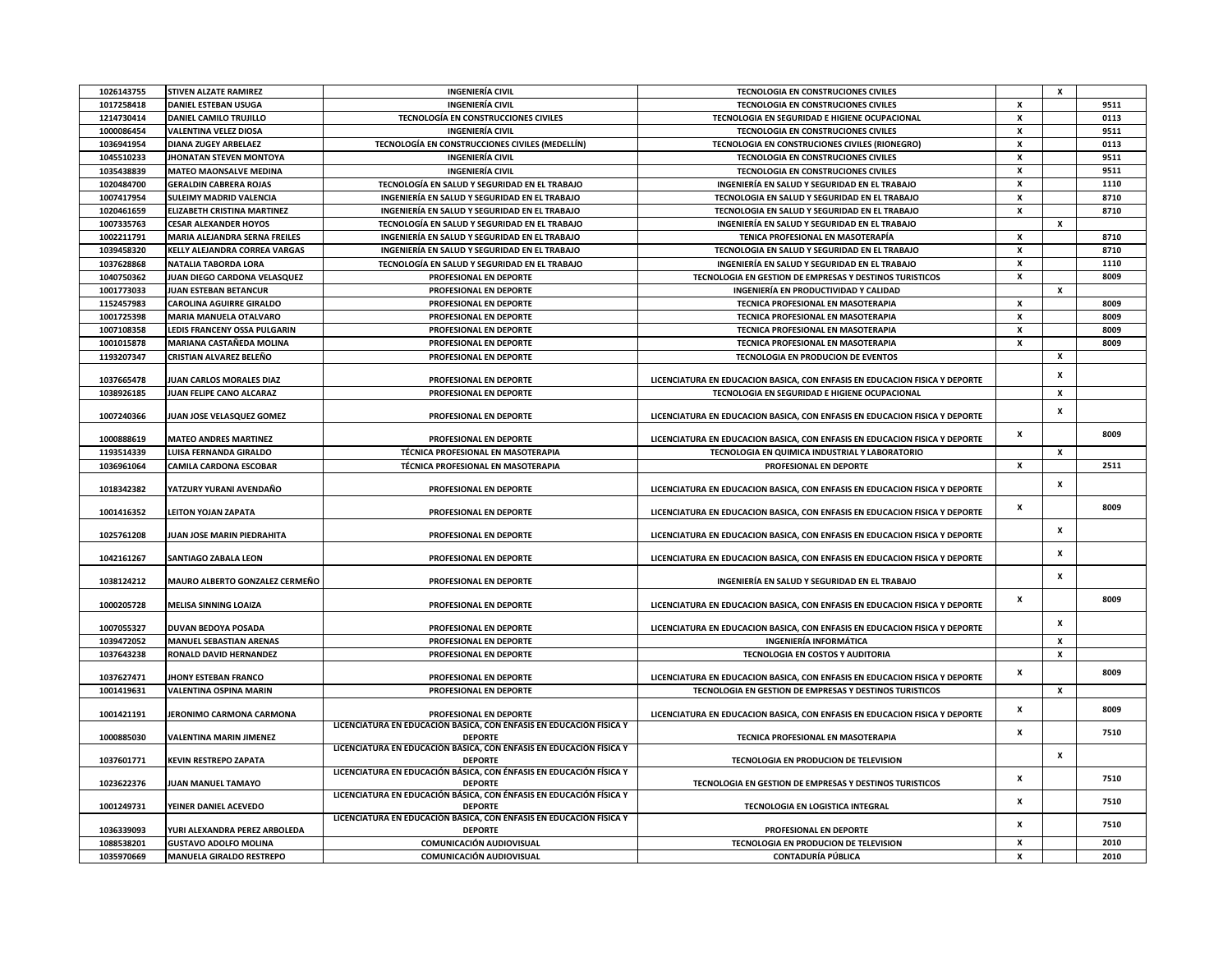| | | | | | | |
|---|---|---|---|---|---|---|
| 1026143755 | STIVEN ALZATE RAMIREZ | INGENIERÍA CIVIL | TECNOLOGIA EN CONSTRUCIONES CIVILES | | X | |
| 1017258418 | DANIEL ESTEBAN USUGA | INGENIERÍA CIVIL | TECNOLOGIA EN CONSTRUCIONES CIVILES | X | | 9511 |
| 1214730414 | DANIEL CAMILO TRUJILLO | TECNOLOGÍA EN CONSTRUCCIONES CIVILES | TECNOLOGIA EN SEGURIDAD E HIGIENE OCUPACIONAL | X | | 0113 |
| 1000086454 | VALENTINA VELEZ DIOSA | INGENIERÍA CIVIL | TECNOLOGIA EN CONSTRUCIONES CIVILES | X | | 9511 |
| 1036941954 | DIANA ZUGEY ARBELAEZ | TECNOLOGÍA EN CONSTRUCCIONES CIVILES (MEDELLÍN) | TECNOLOGIA EN CONSTRUCIONES CIVILES (RIONEGRO) | X | | 0113 |
| 1045510233 | JHONATAN STEVEN MONTOYA | INGENIERÍA CIVIL | TECNOLOGIA EN CONSTRUCIONES CIVILES | X | | 9511 |
| 1035438839 | MATEO MAONSALVE MEDINA | INGENIERÍA CIVIL | TECNOLOGIA EN CONSTRUCIONES CIVILES | X | | 9511 |
| 1020484700 | GERALDIN CABRERA ROJAS | TECNOLOGÍA EN SALUD Y SEGURIDAD EN EL TRABAJO | INGENIERÍA EN SALUD Y SEGURIDAD EN EL TRABAJO | X | | 1110 |
| 1007417954 | SULEIMY MADRID VALENCIA | INGENIERÍA EN SALUD Y SEGURIDAD EN EL TRABAJO | TECNOLOGIA EN SALUD Y SEGURIDAD EN EL TRABAJO | X | | 8710 |
| 1020461659 | ELIZABETH CRISTINA MARTINEZ | INGENIERÍA EN SALUD Y SEGURIDAD EN EL TRABAJO | TECNOLOGIA EN SALUD Y SEGURIDAD EN EL TRABAJO | X | | 8710 |
| 1007335763 | CESAR ALEXANDER HOYOS | TECNOLOGÍA EN SALUD Y SEGURIDAD EN EL TRABAJO | INGENIERÍA EN SALUD Y SEGURIDAD EN EL TRABAJO | | X | |
| 1002211791 | MARIA ALEJANDRA SERNA FREILES | INGENIERÍA EN SALUD Y SEGURIDAD EN EL TRABAJO | TENICA PROFESIONAL EN MASOTERAPÍA | X | | 8710 |
| 1039458320 | KELLY ALEJANDRA CORREA VARGAS | INGENIERÍA EN SALUD Y SEGURIDAD EN EL TRABAJO | TECNOLOGIA EN SALUD Y SEGURIDAD EN EL TRABAJO | X | | 8710 |
| 1037628868 | NATALIA TABORDA LORA | TECNOLOGÍA EN SALUD Y SEGURIDAD EN EL TRABAJO | INGENIERÍA EN SALUD Y SEGURIDAD EN EL TRABAJO | X | | 1110 |
| 1040750362 | JUAN DIEGO CARDONA VELASQUEZ | PROFESIONAL EN DEPORTE | TECNOLOGIA EN GESTION DE EMPRESAS Y DESTINOS TURISTICOS | X | | 8009 |
| 1001773033 | JUAN ESTEBAN BETANCUR | PROFESIONAL EN DEPORTE | INGENIERÍA EN PRODUCTIVIDAD Y CALIDAD | | X | |
| 1152457983 | CAROLINA AGUIRRE GIRALDO | PROFESIONAL EN DEPORTE | TECNICA PROFESIONAL EN MASOTERAPIA | X | | 8009 |
| 1001725398 | MARIA MANUELA OTALVARO | PROFESIONAL EN DEPORTE | TECNICA PROFESIONAL EN MASOTERAPIA | X | | 8009 |
| 1007108358 | LEDIS FRANCENY OSSA PULGARIN | PROFESIONAL EN DEPORTE | TECNICA PROFESIONAL EN MASOTERAPIA | X | | 8009 |
| 1001015878 | MARIANA CASTAÑEDA MOLINA | PROFESIONAL EN DEPORTE | TECNICA PROFESIONAL EN MASOTERAPIA | X | | 8009 |
| 1193207347 | CRISTIAN ALVAREZ BELEÑO | PROFESIONAL EN DEPORTE | TECNOLOGIA EN PRODUCION DE EVENTOS | | X | |
| 1037665478 | JUAN CARLOS MORALES DIAZ | PROFESIONAL EN DEPORTE | LICENCIATURA EN EDUCACION BASICA, CON ENFASIS EN EDUCACION FISICA Y DEPORTE | | X | |
| 1038926185 | JUAN FELIPE CANO ALCARAZ | PROFESIONAL EN DEPORTE | TECNOLOGIA EN SEGURIDAD E HIGIENE OCUPACIONAL | | X | |
| 1007240366 | JUAN JOSE VELASQUEZ GOMEZ | PROFESIONAL EN DEPORTE | LICENCIATURA EN EDUCACION BASICA, CON ENFASIS EN EDUCACION FISICA Y DEPORTE | | X | |
| 1000888619 | MATEO ANDRES MARTINEZ | PROFESIONAL EN DEPORTE | LICENCIATURA EN EDUCACION BASICA, CON ENFASIS EN EDUCACION FISICA Y DEPORTE | X | | 8009 |
| 1193514339 | LUISA FERNANDA GIRALDO | TÉCNICA PROFESIONAL EN MASOTERAPIA | TECNOLOGIA EN QUIMICA INDUSTRIAL Y LABORATORIO | | X | |
| 1036961064 | CAMILA CARDONA ESCOBAR | TÉCNICA PROFESIONAL EN MASOTERAPIA | PROFESIONAL EN DEPORTE | X | | 2511 |
| 1018342382 | YATZURY YURANI AVENDAÑO | PROFESIONAL EN DEPORTE | LICENCIATURA EN EDUCACION BASICA, CON ENFASIS EN EDUCACION FISICA Y DEPORTE | | X | |
| 1001416352 | LEITON YOJAN ZAPATA | PROFESIONAL EN DEPORTE | LICENCIATURA EN EDUCACION BASICA, CON ENFASIS EN EDUCACION FISICA Y DEPORTE | X | | 8009 |
| 1025761208 | JUAN JOSE MARIN PIEDRAHITA | PROFESIONAL EN DEPORTE | LICENCIATURA EN EDUCACION BASICA, CON ENFASIS EN EDUCACION FISICA Y DEPORTE | | X | |
| 1042161267 | SANTIAGO ZABALA LEON | PROFESIONAL EN DEPORTE | LICENCIATURA EN EDUCACION BASICA, CON ENFASIS EN EDUCACION FISICA Y DEPORTE | | X | |
| 1038124212 | MAURO ALBERTO GONZALEZ CERMEÑO | PROFESIONAL EN DEPORTE | INGENIERÍA EN SALUD Y SEGURIDAD EN EL TRABAJO | | X | |
| 1000205728 | MELISA SINNING LOAIZA | PROFESIONAL EN DEPORTE | LICENCIATURA EN EDUCACION BASICA, CON ENFASIS EN EDUCACION FISICA Y DEPORTE | X | | 8009 |
| 1007055327 | DUVAN BEDOYA POSADA | PROFESIONAL EN DEPORTE | LICENCIATURA EN EDUCACION BASICA, CON ENFASIS EN EDUCACION FISICA Y DEPORTE | | X | |
| 1039472052 | MANUEL SEBASTIAN ARENAS | PROFESIONAL EN DEPORTE | INGENIERÍA INFORMÁTICA | | X | |
| 1037643238 | RONALD DAVID HERNANDEZ | PROFESIONAL EN DEPORTE | TECNOLOGIA EN COSTOS Y AUDITORIA | | X | |
| 1037627471 | JHONY ESTEBAN FRANCO | PROFESIONAL EN DEPORTE | LICENCIATURA EN EDUCACION BASICA, CON ENFASIS EN EDUCACION FISICA Y DEPORTE | X | | 8009 |
| 1001419631 | VALENTINA OSPINA MARIN | PROFESIONAL EN DEPORTE | TECNOLOGIA EN GESTION DE EMPRESAS Y DESTINOS TURISTICOS | | X | |
| 1001421191 | JERONIMO CARMONA CARMONA | PROFESIONAL EN DEPORTE | LICENCIATURA EN EDUCACION BASICA, CON ENFASIS EN EDUCACION FISICA Y DEPORTE | X | | 8009 |
| 1000885030 | VALENTINA MARIN JIMENEZ | LICENCIATURA EN EDUCACIÓN BÁSICA, CON ÉNFASIS EN EDUCACIÓN FÍSICA Y DEPORTE | TECNICA PROFESIONAL EN MASOTERAPIA | X | | 7510 |
| 1037601771 | KEVIN RESTREPO ZAPATA | LICENCIATURA EN EDUCACIÓN BÁSICA, CON ÉNFASIS EN EDUCACIÓN FÍSICA Y DEPORTE | TECNOLOGIA EN PRODUCION DE TELEVISION | | X | |
| 1023622376 | JUAN MANUEL TAMAYO | LICENCIATURA EN EDUCACIÓN BÁSICA, CON ÉNFASIS EN EDUCACIÓN FÍSICA Y DEPORTE | TECNOLOGIA EN GESTION DE EMPRESAS Y DESTINOS TURISTICOS | X | | 7510 |
| 1001249731 | YEINER DANIEL ACEVEDO | LICENCIATURA EN EDUCACIÓN BÁSICA, CON ÉNFASIS EN EDUCACIÓN FÍSICA Y DEPORTE | TECNOLOGIA EN LOGISTICA INTEGRAL | X | | 7510 |
| 1036339093 | YURI ALEXANDRA PEREZ ARBOLEDA | LICENCIATURA EN EDUCACIÓN BÁSICA, CON ÉNFASIS EN EDUCACIÓN FÍSICA Y DEPORTE | PROFESIONAL EN DEPORTE | X | | 7510 |
| 1088538201 | GUSTAVO ADOLFO MOLINA | COMUNICACIÓN AUDIOVISUAL | TECNOLOGIA EN PRODUCION DE TELEVISION | X | | 2010 |
| 1035970669 | MANUELA GIRALDO RESTREPO | COMUNICACIÓN AUDIOVISUAL | CONTADURÍA PÚBLICA | X | | 2010 |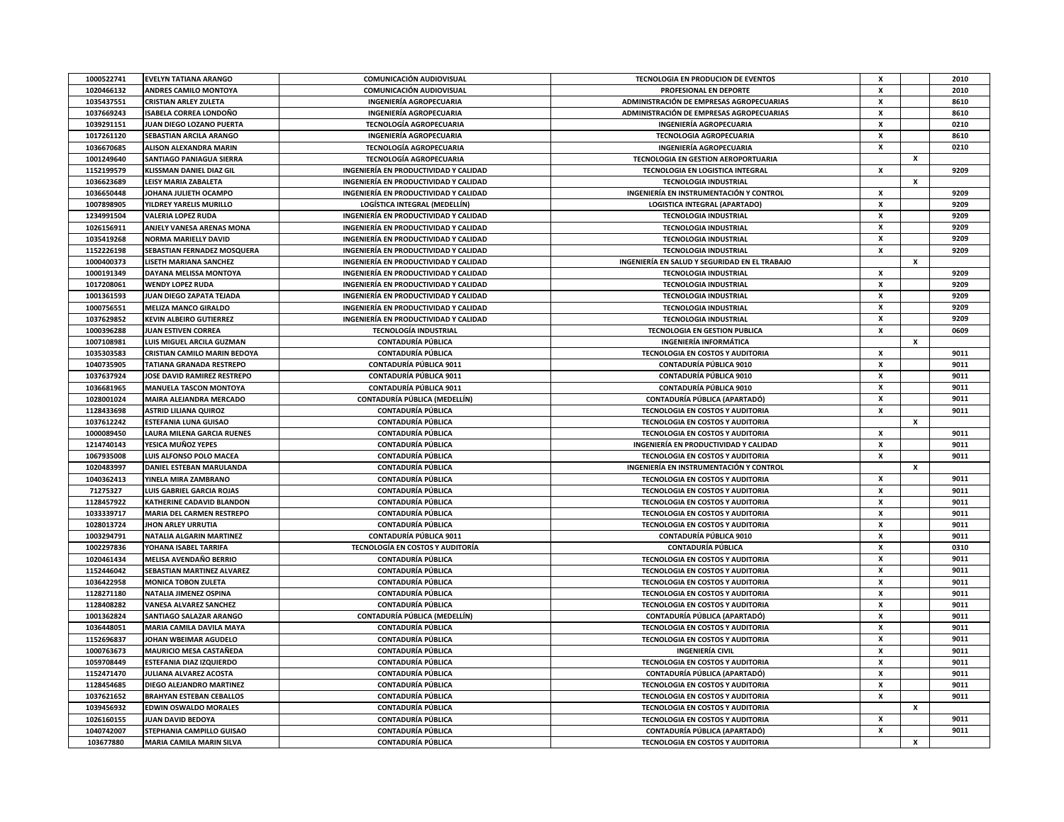| | | | | | | |
|---|---|---|---|---|---|---|
| 1000522741 | EVELYN TATIANA ARANGO | COMUNICACIÓN AUDIOVISUAL | TECNOLOGIA EN PRODUCION DE EVENTOS | X | | 2010 |
| 1020466132 | ANDRES CAMILO MONTOYA | COMUNICACIÓN AUDIOVISUAL | PROFESIONAL EN DEPORTE | X | | 2010 |
| 1035437551 | CRISTIAN ARLEY ZULETA | INGENIERÍA AGROPECUARIA | ADMINISTRACIÓN DE EMPRESAS AGROPECUARIAS | X | | 8610 |
| 1037669243 | ISABELA CORREA LONDOÑO | INGENIERÍA AGROPECUARIA | ADMINISTRACIÓN DE EMPRESAS AGROPECUARIAS | X | | 8610 |
| 1039291151 | JUAN DIEGO LOZANO PUERTA | TECNOLOGÍA AGROPECUARIA | INGENIERÍA AGROPECUARIA | X | | 0210 |
| 1017261120 | SEBASTIAN ARCILA ARANGO | INGENIERÍA AGROPECUARIA | TECNOLOGIA AGROPECUARIA | X | | 8610 |
| 1036670685 | ALISON ALEXANDRA MARIN | TECNOLOGÍA AGROPECUARIA | INGENIERÍA AGROPECUARIA | X | | 0210 |
| 1001249640 | SANTIAGO PANIAGUA SIERRA | TECNOLOGÍA AGROPECUARIA | TECNOLOGIA EN GESTION AEROPORTUARIA | | X | |
| 1152199579 | KLISSMAN DANIEL DIAZ GIL | INGENIERÍA EN PRODUCTIVIDAD Y CALIDAD | TECNOLOGIA EN LOGISTICA INTEGRAL | X | | 9209 |
| 1036623689 | LEISY MARIA ZABALETA | INGENIERÍA EN PRODUCTIVIDAD Y CALIDAD | TECNOLOGIA INDUSTRIAL | | X | |
| 1036650448 | JOHANA JULIETH OCAMPO | INGENIERÍA EN PRODUCTIVIDAD Y CALIDAD | INGENIERÍA EN INSTRUMENTACIÓN Y CONTROL | X | | 9209 |
| 1007898905 | YILDREY YARELIS MURILLO | LOGÍSTICA INTEGRAL (MEDELLÍN) | LOGISTICA INTEGRAL (APARTADO) | X | | 9209 |
| 1234991504 | VALERIA LOPEZ RUDA | INGENIERÍA EN PRODUCTIVIDAD Y CALIDAD | TECNOLOGIA INDUSTRIAL | X | | 9209 |
| 1026156911 | ANJELY VANESA ARENAS MONA | INGENIERÍA EN PRODUCTIVIDAD Y CALIDAD | TECNOLOGIA INDUSTRIAL | X | | 9209 |
| 1035419268 | NORMA MARIELLY DAVID | INGENIERÍA EN PRODUCTIVIDAD Y CALIDAD | TECNOLOGIA INDUSTRIAL | X | | 9209 |
| 1152226198 | SEBASTIAN FERNADEZ MOSQUERA | INGENIERÍA EN PRODUCTIVIDAD Y CALIDAD | TECNOLOGIA INDUSTRIAL | X | | 9209 |
| 1000400373 | LISETH MARIANA SANCHEZ | INGENIERÍA EN PRODUCTIVIDAD Y CALIDAD | INGENIERÍA EN SALUD Y SEGURIDAD EN EL TRABAJO | | X | |
| 1000191349 | DAYANA MELISSA MONTOYA | INGENIERÍA EN PRODUCTIVIDAD Y CALIDAD | TECNOLOGIA INDUSTRIAL | X | | 9209 |
| 1017208061 | WENDY LOPEZ RUDA | INGENIERÍA EN PRODUCTIVIDAD Y CALIDAD | TECNOLOGIA INDUSTRIAL | X | | 9209 |
| 1001361593 | JUAN DIEGO ZAPATA TEJADA | INGENIERÍA EN PRODUCTIVIDAD Y CALIDAD | TECNOLOGIA INDUSTRIAL | X | | 9209 |
| 1000756551 | MELIZA MANCO GIRALDO | INGENIERÍA EN PRODUCTIVIDAD Y CALIDAD | TECNOLOGIA INDUSTRIAL | X | | 9209 |
| 1037629852 | KEVIN ALBEIRO GUTIERREZ | INGENIERÍA EN PRODUCTIVIDAD Y CALIDAD | TECNOLOGIA INDUSTRIAL | X | | 9209 |
| 1000396288 | JUAN ESTIVEN CORREA | TECNOLOGÍA INDUSTRIAL | TECNOLOGIA EN GESTION PUBLICA | X | | 0609 |
| 1007108981 | LUIS MIGUEL ARCILA GUZMAN | CONTADURÍA PÚBLICA | INGENIERÍA INFORMÁTICA | | X | |
| 1035303583 | CRISTIAN CAMILO MARIN BEDOYA | CONTADURÍA PÚBLICA | TECNOLOGIA EN COSTOS Y AUDITORIA | X | | 9011 |
| 1040735905 | TATIANA GRANADA RESTREPO | CONTADURÍA PÚBLICA 9011 | CONTADURÍA PÚBLICA 9010 | X | | 9011 |
| 1037637924 | JOSE DAVID RAMIREZ RESTREPO | CONTADURÍA PÚBLICA 9011 | CONTADURÍA PÚBLICA 9010 | X | | 9011 |
| 1036681965 | MANUELA TASCON MONTOYA | CONTADURÍA PÚBLICA 9011 | CONTADURÍA PÚBLICA 9010 | X | | 9011 |
| 1028001024 | MAIRA ALEJANDRA MERCADO | CONTADURÍA PÚBLICA (MEDELLÍN) | CONTADURÍA PÚBLICA (APARTADÓ) | X | | 9011 |
| 1128433698 | ASTRID LILIANA QUIROZ | CONTADURÍA PÚBLICA | TECNOLOGIA EN COSTOS Y AUDITORIA | X | | 9011 |
| 1037612242 | ESTEFANIA LUNA GUISAO | CONTADURÍA PÚBLICA | TECNOLOGIA EN COSTOS Y AUDITORIA | | X | |
| 1000089450 | LAURA MILENA GARCIA RUENES | CONTADURÍA PÚBLICA | TECNOLOGIA EN COSTOS Y AUDITORIA | X | | 9011 |
| 1214740143 | YESICA MUÑOZ YEPES | CONTADURÍA PÚBLICA | INGENIERÍA EN PRODUCTIVIDAD Y CALIDAD | X | | 9011 |
| 1067935008 | LUIS ALFONSO POLO MACEA | CONTADURÍA PÚBLICA | TECNOLOGIA EN COSTOS Y AUDITORIA | X | | 9011 |
| 1020483997 | DANIEL ESTEBAN MARULANDA | CONTADURÍA PÚBLICA | INGENIERÍA EN INSTRUMENTACIÓN Y CONTROL | | X | |
| 1040362413 | YINELA MIRA ZAMBRANO | CONTADURÍA PÚBLICA | TECNOLOGIA EN COSTOS Y AUDITORIA | X | | 9011 |
| 71275327 | LUIS GABRIEL GARCIA ROJAS | CONTADURÍA PÚBLICA | TECNOLOGIA EN COSTOS Y AUDITORIA | X | | 9011 |
| 1128457922 | KATHERINE CADAVID BLANDON | CONTADURÍA PÚBLICA | TECNOLOGIA EN COSTOS Y AUDITORIA | X | | 9011 |
| 1033339717 | MARIA DEL CARMEN RESTREPO | CONTADURÍA PÚBLICA | TECNOLOGIA EN COSTOS Y AUDITORIA | X | | 9011 |
| 1028013724 | JHON ARLEY URRUTIA | CONTADURÍA PÚBLICA | TECNOLOGIA EN COSTOS Y AUDITORIA | X | | 9011 |
| 1003294791 | NATALIA ALGARIN MARTINEZ | CONTADURÍA PÚBLICA 9011 | CONTADURÍA PÚBLICA 9010 | X | | 9011 |
| 1002297836 | YOHANA ISABEL TARRIFA | TECNOLOGÍA EN COSTOS Y AUDITORÍA | CONTADURÍA PÚBLICA | X | | 0310 |
| 1020461434 | MELISA AVENDAÑO BERRIO | CONTADURÍA PÚBLICA | TECNOLOGIA EN COSTOS Y AUDITORIA | X | | 9011 |
| 1152446042 | SEBASTIAN MARTINEZ ALVAREZ | CONTADURÍA PÚBLICA | TECNOLOGIA EN COSTOS Y AUDITORIA | X | | 9011 |
| 1036422958 | MONICA TOBON ZULETA | CONTADURÍA PÚBLICA | TECNOLOGIA EN COSTOS Y AUDITORIA | X | | 9011 |
| 1128271180 | NATALIA JIMENEZ OSPINA | CONTADURÍA PÚBLICA | TECNOLOGIA EN COSTOS Y AUDITORIA | X | | 9011 |
| 1128408282 | VANESA ALVAREZ SANCHEZ | CONTADURÍA PÚBLICA | TECNOLOGIA EN COSTOS Y AUDITORIA | X | | 9011 |
| 1001362824 | SANTIAGO SALAZAR ARANGO | CONTADURÍA PÚBLICA (MEDELLÍN) | CONTADURÍA PÚBLICA (APARTADÓ) | X | | 9011 |
| 1036448051 | MARIA CAMILA DAVILA MAYA | CONTADURÍA PÚBLICA | TECNOLOGIA EN COSTOS Y AUDITORIA | X | | 9011 |
| 1152696837 | JOHAN WBEIMAR AGUDELO | CONTADURÍA PÚBLICA | TECNOLOGIA EN COSTOS Y AUDITORIA | X | | 9011 |
| 1000763673 | MAURICIO MESA CASTAÑEDA | CONTADURÍA PÚBLICA | INGENIERÍA CIVIL | X | | 9011 |
| 1059708449 | ESTEFANIA DIAZ IZQUIERDO | CONTADURÍA PÚBLICA | TECNOLOGIA EN COSTOS Y AUDITORIA | X | | 9011 |
| 1152471470 | JULIANA ALVAREZ ACOSTA | CONTADURÍA PÚBLICA | CONTADURÍA PÚBLICA (APARTADÓ) | X | | 9011 |
| 1128454685 | DIEGO ALEJANDRO MARTINEZ | CONTADURÍA PÚBLICA | TECNOLOGIA EN COSTOS Y AUDITORIA | X | | 9011 |
| 1037621652 | BRAHYAN ESTEBAN CEBALLOS | CONTADURÍA PÚBLICA | TECNOLOGIA EN COSTOS Y AUDITORIA | X | | 9011 |
| 1039456932 | EDWIN OSWALDO MORALES | CONTADURÍA PÚBLICA | TECNOLOGIA EN COSTOS Y AUDITORIA | | X | |
| 1026160155 | JUAN DAVID BEDOYA | CONTADURÍA PÚBLICA | TECNOLOGIA EN COSTOS Y AUDITORIA | X | | 9011 |
| 1040742007 | STEPHANIA CAMPILLO GUISAO | CONTADURÍA PÚBLICA | CONTADURÍA PÚBLICA (APARTADÓ) | X | | 9011 |
| 103677880 | MARIA CAMILA MARIN SILVA | CONTADURÍA PÚBLICA | TECNOLOGIA EN COSTOS Y AUDITORIA | | X | |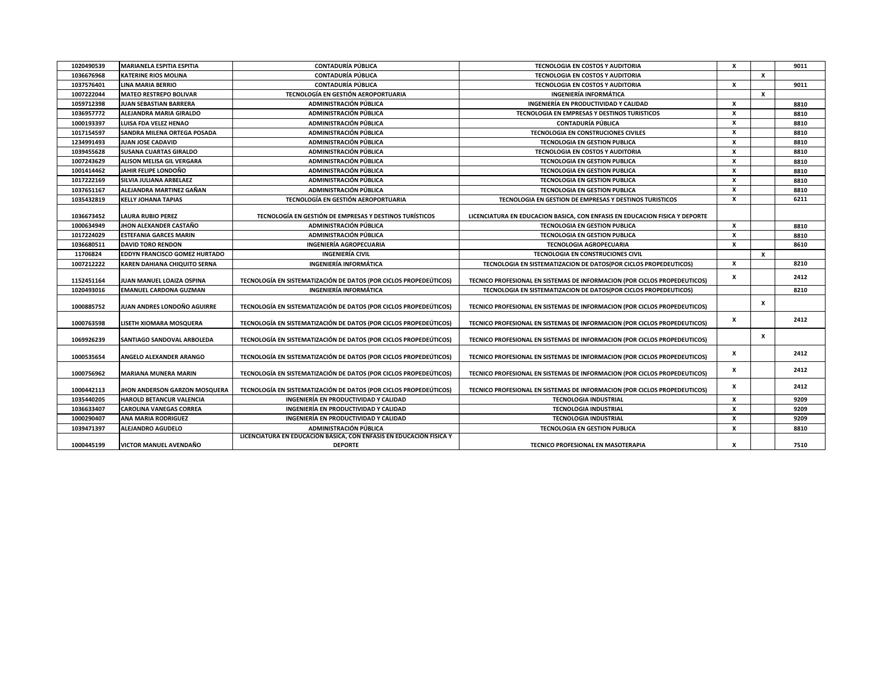| | | | | | | |
|---|---|---|---|---|---|---|
| 1020490539 | MARIANELA ESPITIA ESPITIA | CONTADURÍA PÚBLICA | TECNOLOGIA EN COSTOS Y AUDITORIA | X | | 9011 |
| 1036676968 | KATERINE RIOS MOLINA | CONTADURÍA PÚBLICA | TECNOLOGIA EN COSTOS Y AUDITORIA | | X | |
| 1037576401 | LINA MARIA BERRIO | CONTADURÍA PÚBLICA | TECNOLOGIA EN COSTOS Y AUDITORIA | X | | 9011 |
| 1007222044 | MATEO RESTREPO BOLIVAR | TECNOLOGÍA EN GESTIÓN AEROPORTUARIA | INGENIERÍA INFORMÁTICA | | X | |
| 1059712398 | JUAN SEBASTIAN BARRERA | ADMINISTRACIÓN PÚBLICA | INGENIERÍA EN PRODUCTIVIDAD Y CALIDAD | X | | 8810 |
| 1036957772 | ALEJANDRA MARIA GIRALDO | ADMINISTRACIÓN PÚBLICA | TECNOLOGIA EN EMPRESAS Y DESTINOS TURISTICOS | X | | 8810 |
| 1000193397 | LUISA FDA VELEZ HENAO | ADMINISTRACIÓN PÚBLICA | CONTADURÍA PÚBLICA | X | | 8810 |
| 1017154597 | SANDRA MILENA ORTEGA POSADA | ADMINISTRACIÓN PÚBLICA | TECNOLOGIA EN CONSTRUCIONES CIVILES | X | | 8810 |
| 1234991493 | JUAN JOSE CADAVID | ADMINISTRACIÓN PÚBLICA | TECNOLOGIA EN GESTION PUBLICA | X | | 8810 |
| 1039455628 | SUSANA CUARTAS GIRALDO | ADMINISTRACIÓN PÚBLICA | TECNOLOGIA EN COSTOS Y AUDITORIA | X | | 8810 |
| 1007243629 | ALISON MELISA GIL VERGARA | ADMINISTRACIÓN PÚBLICA | TECNOLOGIA EN GESTION PUBLICA | X | | 8810 |
| 1001414462 | JAHIR FELIPE LONDOÑO | ADMINISTRACIÓN PÚBLICA | TECNOLOGIA EN GESTION PUBLICA | X | | 8810 |
| 1017222169 | SILVIA JULIANA ARBELAEZ | ADMINISTRACIÓN PÚBLICA | TECNOLOGIA EN GESTION PUBLICA | X | | 8810 |
| 1037651167 | ALEJANDRA MARTINEZ GAÑAN | ADMINISTRACIÓN PÚBLICA | TECNOLOGIA EN GESTION PUBLICA | X | | 8810 |
| 1035432819 | KELLY JOHANA TAPIAS | TECNOLOGÍA EN GESTIÓN AEROPORTUARIA | TECNOLOGIA EN GESTION DE EMPRESAS Y DESTINOS TURISTICOS | X | | 6211 |
| 1036673452 | LAURA RUBIO PEREZ | TECNOLOGÍA EN GESTIÓN DE EMPRESAS Y DESTINOS TURÍSTICOS | LICENCIATURA EN EDUCACION BASICA, CON ENFASIS EN EDUCACION FISICA Y DEPORTE | | | |
| 1000634949 | JHON ALEXANDER CASTAÑO | ADMINISTRACIÓN PÚBLICA | TECNOLOGIA EN GESTION PUBLICA | X | | 8810 |
| 1017224029 | ESTEFANIA GARCES MARIN | ADMINISTRACIÓN PÚBLICA | TECNOLOGIA EN GESTION PUBLICA | X | | 8810 |
| 1036680511 | DAVID TORO RENDON | INGENIERÍA AGROPECUARIA | TECNOLOGIA AGROPECUARIA | X | | 8610 |
| 11706824 | EDDYN FRANCISCO GOMEZ HURTADO | INGENIERÍA CIVIL | TECNOLOGIA EN CONSTRUCIONES CIVIL | | X | |
| 1007212222 | KAREN DAHIANA CHIQUITO SERNA | INGENIERÍA INFORMÁTICA | TECNOLOGIA EN SISTEMATIZACION DE DATOS(POR CICLOS PROPEDEUTICOS) | X | | 8210 |
| 1152451164 | JUAN MANUEL LOAIZA OSPINA | TECNOLOGÍA EN SISTEMATIZACIÓN DE DATOS (POR CICLOS PROPEDEÚTICOS) | TECNICO PROFESIONAL EN SISTEMAS DE INFORMACION (POR CICLOS PROPEDEUTICOS) | X | | 2412 |
| 1020493016 | EMANUEL CARDONA GUZMAN | INGENIERÍA INFORMÁTICA | TECNOLOGIA EN SISTEMATIZACION DE DATOS(POR CICLOS PROPEDEUTICOS) | | | 8210 |
| 1000885752 | JUAN ANDRES LONDOÑO AGUIRRE | TECNOLOGÍA EN SISTEMATIZACIÓN DE DATOS (POR CICLOS PROPEDEÚTICOS) | TECNICO PROFESIONAL EN SISTEMAS DE INFORMACION (POR CICLOS PROPEDEUTICOS) | | X | |
| 1000763598 | LISETH XIOMARA MOSQUERA | TECNOLOGÍA EN SISTEMATIZACIÓN DE DATOS (POR CICLOS PROPEDEÚTICOS) | TECNICO PROFESIONAL EN SISTEMAS DE INFORMACION (POR CICLOS PROPEDEUTICOS) | X | | 2412 |
| 1069926239 | SANTIAGO SANDOVAL ARBOLEDA | TECNOLOGÍA EN SISTEMATIZACIÓN DE DATOS (POR CICLOS PROPEDEÚTICOS) | TECNICO PROFESIONAL EN SISTEMAS DE INFORMACION (POR CICLOS PROPEDEUTICOS) | | X | |
| 1000535654 | ANGELO ALEXANDER ARANGO | TECNOLOGÍA EN SISTEMATIZACIÓN DE DATOS (POR CICLOS PROPEDEÚTICOS) | TECNICO PROFESIONAL EN SISTEMAS DE INFORMACION (POR CICLOS PROPEDEUTICOS) | X | | 2412 |
| 1000756962 | MARIANA MUNERA MARIN | TECNOLOGÍA EN SISTEMATIZACIÓN DE DATOS (POR CICLOS PROPEDEÚTICOS) | TECNICO PROFESIONAL EN SISTEMAS DE INFORMACION (POR CICLOS PROPEDEUTICOS) | X | | 2412 |
| 1000442113 | JHON ANDERSON GARZON MOSQUERA | TECNOLOGÍA EN SISTEMATIZACIÓN DE DATOS (POR CICLOS PROPEDEÚTICOS) | TECNICO PROFESIONAL EN SISTEMAS DE INFORMACION (POR CICLOS PROPEDEUTICOS) | X | | 2412 |
| 1035440205 | HAROLD BETANCUR VALENCIA | INGENIERÍA EN PRODUCTIVIDAD Y CALIDAD | TECNOLOGIA INDUSTRIAL | X | | 9209 |
| 1036633407 | CAROLINA VANEGAS CORREA | INGENIERÍA EN PRODUCTIVIDAD Y CALIDAD | TECNOLOGIA INDUSTRIAL | X | | 9209 |
| 1000290407 | ANA MARIA RODRIGUEZ | INGENIERÍA EN PRODUCTIVIDAD Y CALIDAD | TECNOLOGIA INDUSTRIAL | X | | 9209 |
| 1039471397 | ALEJANDRO AGUDELO | ADMINISTRACIÓN PÚBLICA | TECNOLOGIA EN GESTION PUBLICA | X | | 8810 |
| 1000445199 | VICTOR MANUEL AVENDAÑO | LICENCIATURA EN EDUCACION BASICA, CON ENFASIS EN EDUCACION FISICA Y DEPORTE | TECNICO PROFESIONAL EN MASOTERAPIA | X | | 7510 |